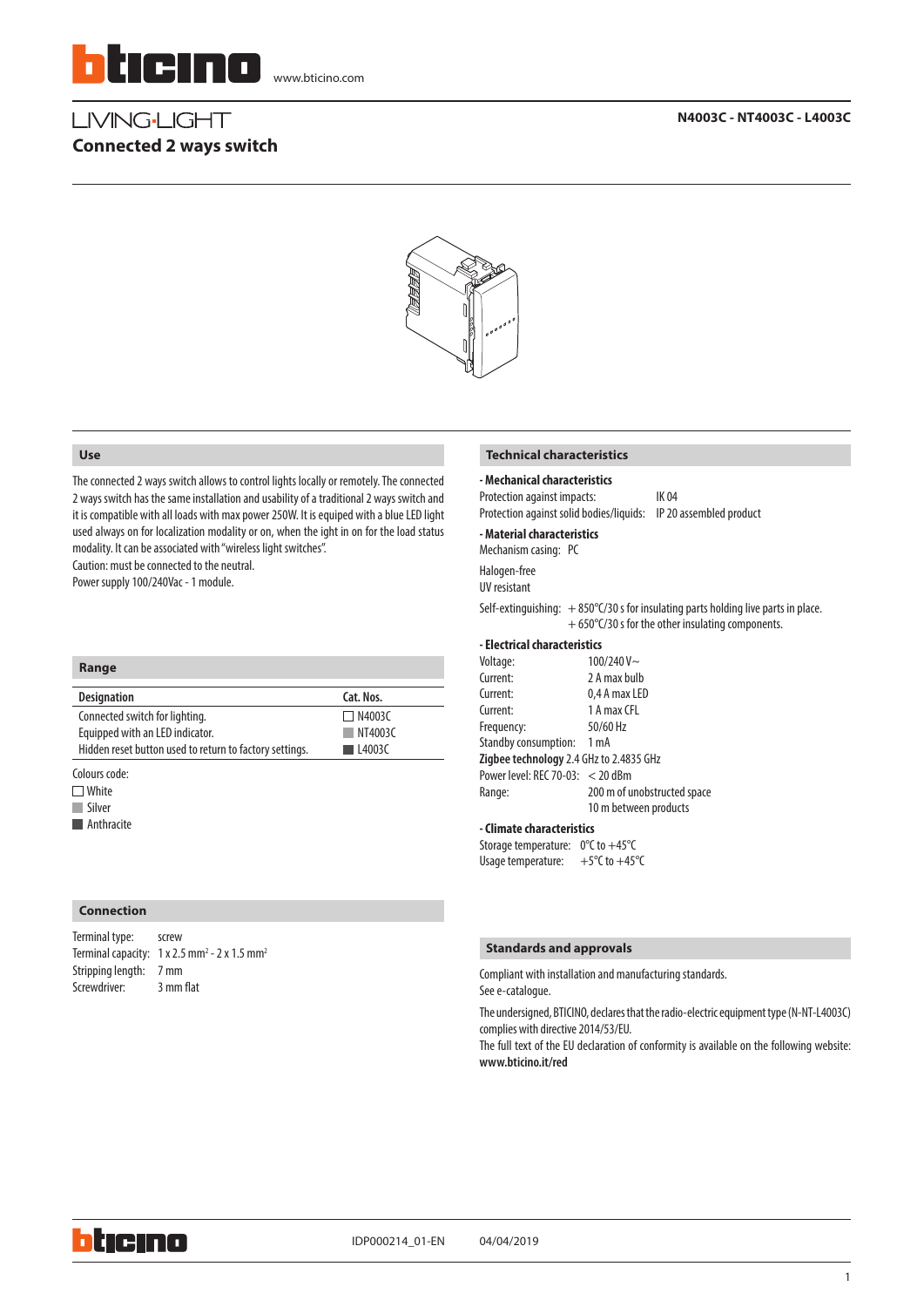www.bticino.com

LIVING·LIGHT

# Connected 2 ways switch

**N4003C - NT4003C - L4003C**

## Use

The connected 2 ways switch allows to control lights locally or remotely. The connected 2 ways switch has the same installation and usability of a traditional 2 ways switch and it is compatible with all loads with max power 250W. It is equiped with a blue LED light used always on for localization modality or on, when the ight in on for the load status modality. It can be associated with "wireless light switches".
Caution: must be connected to the neutral.
Power supply 100/240Vac - 1 module.

## Range

| Designation | Cat. Nos. |
|---|---|
| Connected switch for lighting. | ☐ N4003C |
| Equipped with an LED indicator. | NT4003C |
| Hidden reset button used to return to factory settings. | L4003C |

Colours code:
- ☐ White
- Silver
- Anthracite

## Connection

| | |
|---|---|
| Terminal type: | screw |
| Terminal capacity: | 1 x 2.5 mm² - 2 x 1.5 mm² |
| Stripping length: | 7 mm |
| Screwdriver: | 3 mm flat |

## Technical characteristics

**- Mechanical characteristics**

Protection against impacts: IK 04
Protection against solid bodies/liquids: IP 20 assembled product

**- Material characteristics**

Mechanism casing: PC

Halogen-free
UV resistant

Self-extinguishing: + 850°C/30 s for insulating parts holding live parts in place.
+ 650°C/30 s for the other insulating components.

**- Electrical characteristics**

| | |
|---|---|
| Voltage: | 100/240 V~ |
| Current: | 2 A max bulb |
| Current: | 0,4 A max LED |
| Current: | 1 A max CFL |
| Frequency: | 50/60 Hz |
| Standby consumption: | 1 mA |

**Zigbee technology** 2.4 GHz to 2.4835 GHz

| | |
|---|---|
| Power level: REC 70-03: | < 20 dBm |
| Range: | 200 m of unobstructed space |
| | 10 m between products |

**- Climate characteristics**

Storage temperature: 0°C to +45°C
Usage temperature: +5°C to +45°C

## Standards and approvals

Compliant with installation and manufacturing standards.
See e-catalogue.

The undersigned, BTICINO, declares that the radio-electric equipment type (N-NT-L4003C) complies with directive 2014/53/EU.
The full text of the EU declaration of conformity is available on the following website: **www.bticino.it/red**

IDP000214_01-EN 04/04/2019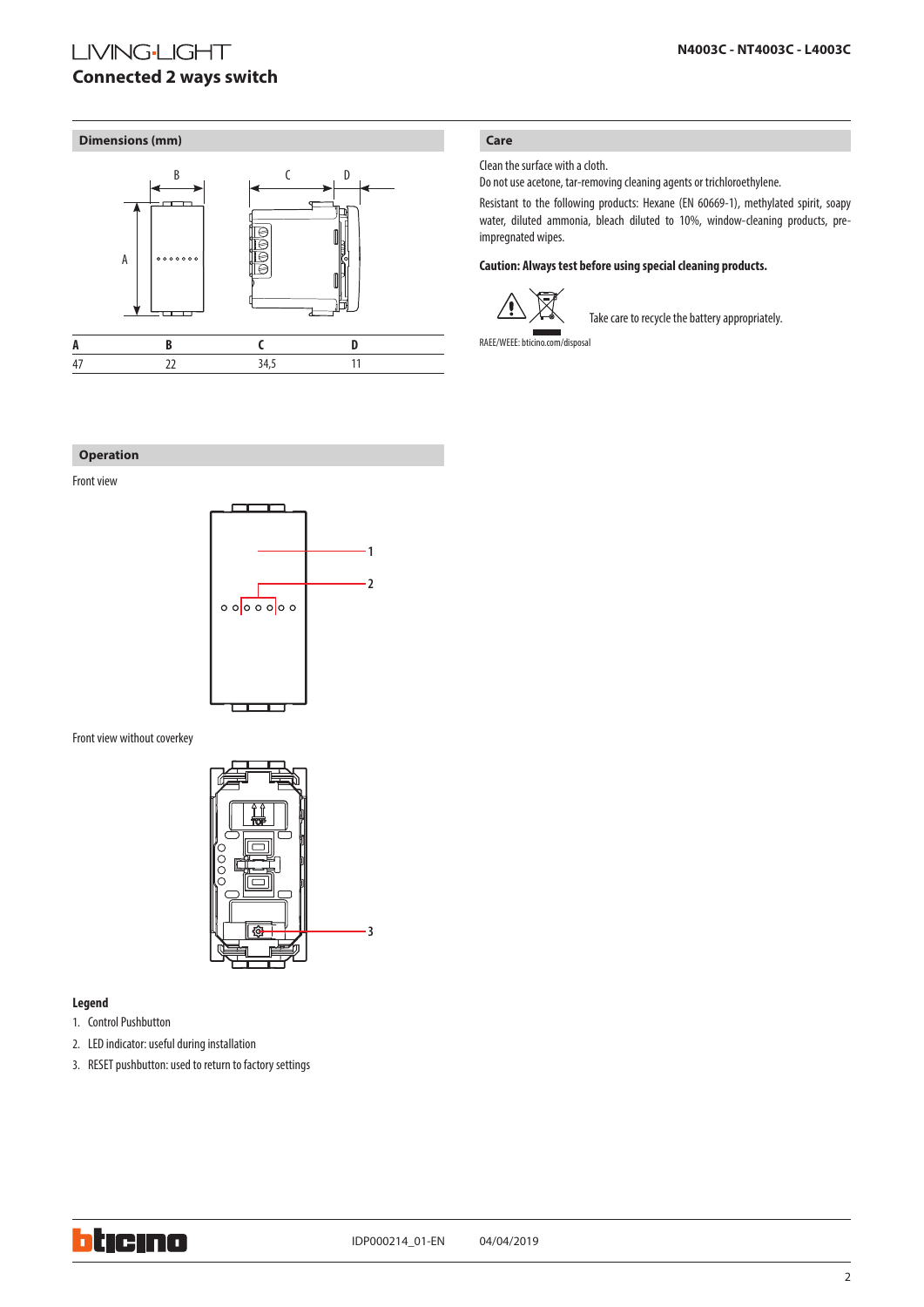# LIVING·LIGHT
## Connected 2 ways switch

N4003C - NT4003C - L4003C

### Dimensions (mm)

B
C
D
A

| A | B | C | D |
|---|---|---|---|
| 47 | 22 | 34,5 | 11 |

### Operation

Front view

1
2

Front view without coverkey

3

**Legend**

1. Control Pushbutton
2. LED indicator: useful during installation
3. RESET pushbutton: used to return to factory settings

### Care

Clean the surface with a cloth.
Do not use acetone, tar-removing cleaning agents or trichloroethylene.

Resistant to the following products: Hexane (EN 60669-1), methylated spirit, soapy water, diluted ammonia, bleach diluted to 10%, window-cleaning products, pre-impregnated wipes.

**Caution: Always test before using special cleaning products.**

Take care to recycle the battery appropriately.

RAEE/WEEE: bticino.com/disposal

IDP000214_01-EN 04/04/2019